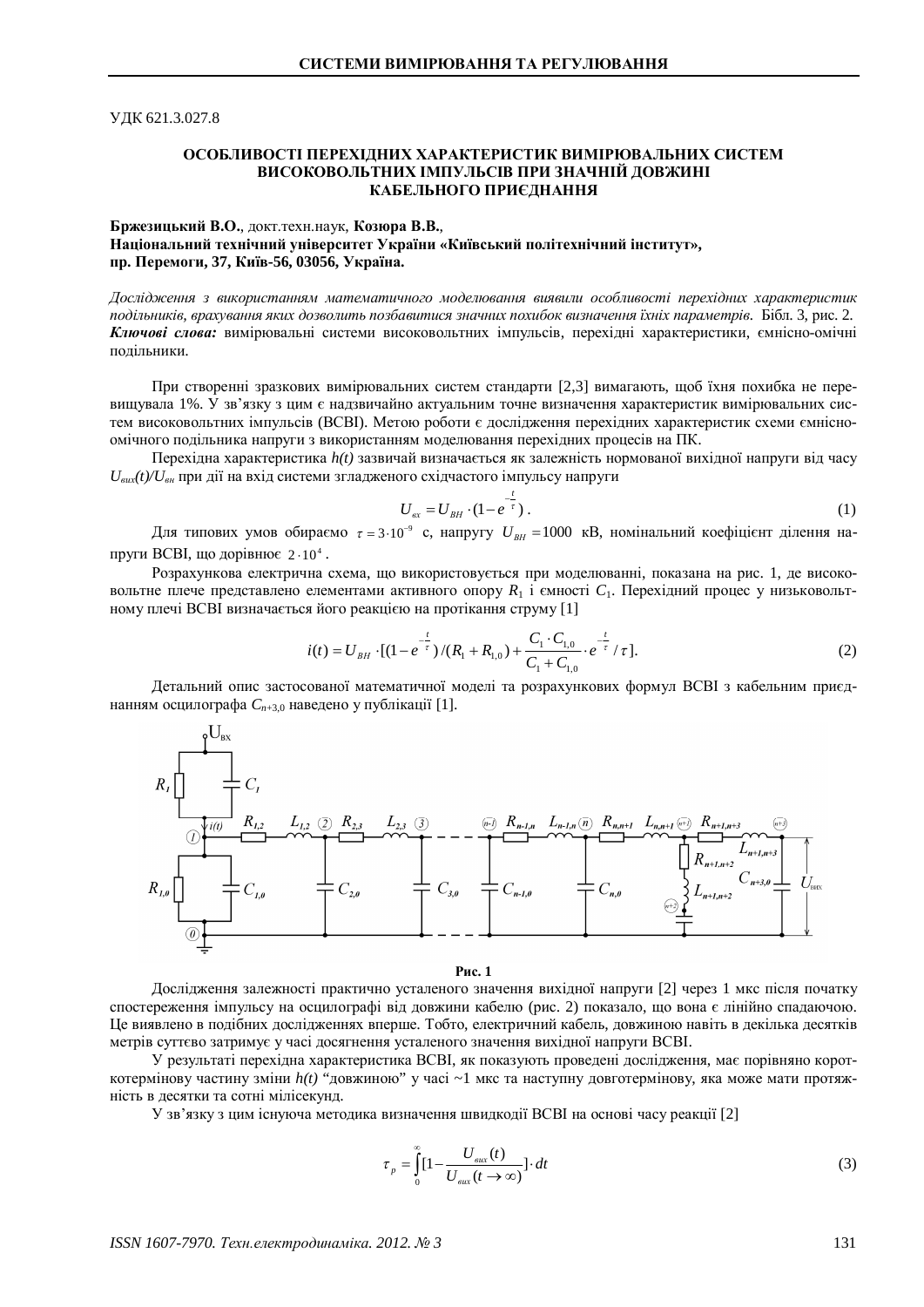УДК 621.3.027.8

# ОСОБЛИВОСТІ ПЕРЕХІДНИХ ХАРАКТЕРИСТИК ВИМІРЮВАЛЬНИХ СИСТЕМ ВИСОКОВОЛЬТНИХ ІМПУЛЬСІВ ПРИ ЗНАЧНІЙ ДОВЖИНІ КАБЕЛЬНОГО ПРИЄДНАННЯ

**Бржезицький В.О.**, докт.техн.наук, **Козюра В.В.**,
**Національний технічний університет України «Київський політехнічний інститут», пр. Перемоги, 37, Київ-56, 03056, Україна.**

*Дослідження з використанням математичного моделювання виявили особливості перехідних характеристик подільників, врахування яких дозволить позбавитися значних похибок визначення їхніх параметрів.* Бібл. 3, рис. 2.
***Ключові слова:*** вимірювальні системи високовольтних імпульсів, перехідні характеристики, ємнісно-омічні подільники.

При створенні зразкових вимірювальних систем стандарти [2,3] вимагають, щоб їхня похибка не перевищувала 1%. У зв'язку з цим є надзвичайно актуальним точне визначення характеристик вимірювальних систем високовольтних імпульсів (ВСВІ). Метою роботи є дослідження перехідних характеристик схеми ємнісно-омічного подільника напруги з використанням моделювання перехідних процесів на ПК.

Перехідна характеристика *h(t)* зазвичай визначається як залежність нормованої вихідної напруги від часу $U_{вих}(t)/U_{вн}$ при дії на вхід системи згладженого східчастого імпульсу напруги

$$U_{вх} = U_{BH} \cdot (1 - e^{-\frac{t}{\tau}}). \tag{1}$$

Для типових умов обираємо $\tau = 3 \cdot 10^{-9}$ с, напругу $U_{BH} = 1000$ кВ, номінальний коефіцієнт ділення напруги ВСВІ, що дорівнює $2 \cdot 10^4$.

Розрахункова електрична схема, що використовується при моделюванні, показана на рис. 1, де високовольтне плече представлено елементами активного опору $R_1$ і ємності $C_1$. Перехідний процес у низьковольтному плечі ВСВІ визначається його реакцією на протікання струму [1]

$$i(t) = U_{BH} \cdot [(1 - e^{-\frac{t}{\tau}})/(R_1 + R_{1,0}) + \frac{C_1 \cdot C_{1,0}}{C_1 + C_{1,0}} \cdot e^{-\frac{t}{\tau}} / \tau]. \tag{2}$$

Детальний опис застосованої математичної моделі та розрахункових формул ВСВІ з кабельним приєднанням осцилографа $C_{n+3,0}$ наведено у публікації [1].

**Рис. 1**

Дослідження залежності практично усталеного значення вихідної напруги [2] через 1 мкс після початку спостереження імпульсу на осцилографі від довжини кабелю (рис. 2) показало, що вона є лінійно спадаючою. Це виявлено в подібних дослідженнях вперше. Тобто, електричний кабель, довжиною навіть в декілька десятків метрів суттєво затримує у часі досягнення усталеного значення вихідної напруги ВСВІ.

У результаті перехідна характеристика ВСВІ, як показують проведені дослідження, має порівняно короткотермінову частину зміни *h(t)* "довжиною" у часі ~1 мкс та наступну довготермінову, яка може мати протяжність в десятки та сотні мілісекунд.

У зв'язку з цим існуюча методика визначення швидкодії ВСВІ на основі часу реакції [2]

$$\tau_p = \int_0^{\infty} [1 - \frac{U_{вих}(t)}{U_{вих}(t \to \infty)}] \cdot dt \tag{3}$$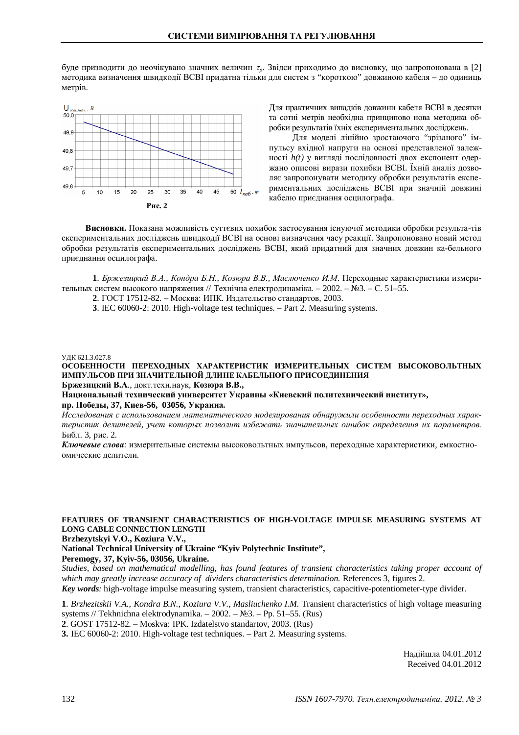буде призводити до неочікувано значних величин $\tau_p$. Звідси приходимо до висновку, що запропонована в [2] методика визначення швидкодії ВСВІ придатна тільки для систем з "короткою" довжиною кабеля – до одиниць метрів.

$U_{уст.знач.}$, В

50,0
49,9
49,8
49,7
49,6

5 10 15 20 25 30 35 40 45 50 $l_{каб}$, м

**Рис. 2**

Для практичних випадків довжини кабеля ВСВІ в десятки та сотні метрів необхідна принципово нова методика обробки результатів їхніх експериментальних досліджень.

Для моделі лінійно зростаючого "зрізаного" імпульсу вхідної напруги на основі представленої залежності $h(t)$ у вигляді послідовності двох експонент одержано описові вирази похибки ВСВІ. Їхній аналіз дозволяє запропонувати методику обробки результатів експериментальних досліджень ВСВІ при значній довжині кабелю приєднання осцилографа.

**Висновки.** Показана можливість суттєвих похибок застосування існуючої методики обробки результа-тів експериментальних досліджень швидкодії ВСВІ на основі визначення часу реакції. Запропоновано новий метод обробки результатів експериментальних досліджень ВСВІ, який придатний для значних довжин ка-бельного приєднання осцилографа.

**1**. *Бржезицкий В.А., Кондра Б.Н., Козюра В.В., Маслюченко И.М.* Переходные характеристики измерительных систем высокого напряжения // Технічна електродинаміка. – 2002. – №3. – С. 51–55.

**2**. ГОСТ 17512-82. – Москва: ИПК. Издательство стандартов, 2003.

**3**. IEC 60060-2: 2010. High-voltage test techniques. – Part 2. Measuring systems.

УДК 621.3.027.8

**ОСОБЕННОСТИ ПЕРЕХОДНЫХ ХАРАКТЕРИСТИК ИЗМЕРИТЕЛЬНЫХ СИСТЕМ ВЫСОКОВОЛЬТНЫХ ИМПУЛЬСОВ ПРИ ЗНАЧИТЕЛЬНОЙ ДЛИНЕ КАБЕЛЬНОГО ПРИСОЕДИНЕНИЯ**

**Бржезицкий В.А**., докт.техн.наук, **Козюра В.В.,**

**Национальный технический университет Украины «Киевский политехнический институт», пр. Победы, 37, Киев-56, 03056, Украина.**

*Исследования с использованием математического моделирования обнаружили особенности переходных характеристик делителей, учет которых позволит избежать значительных ошибок определения их параметров.* Библ. 3, рис. 2.

***Ключевые слова****:* измерительные системы высоковольтных импульсов, переходные характеристики, емкостно-омические делители.

**FEATURES OF TRANSIENT CHARACTERISTICS OF HIGH-VOLTAGE IMPULSE MEASURING SYSTEMS AT LONG CABLE CONNECTION LENGTH**

**Brzhezytskyi V.O., Koziura V.V.,**

**National Technical University of Ukraine "Kyiv Polytechnic Institute", Peremogy, 37, Kyiv-56, 03056, Ukraine.**

*Studies, based on mathematical modelling, has found features of transient characteristics taking proper account of which may greatly increase accuracy of dividers characteristics determination.* References 3, figures 2.

***Key words****:* high-voltage impulse measuring system, transient characteristics, capacitive-potentiometer-type divider.

**1**. *Brzhezitskii V.A., Kondra B.N., Koziura V.V., Masliuchenko I.M.* Transient characteristics of high voltage measuring systems // Tekhnichna elektrodynamika. – 2002. – №3. – Pp. 51–55. (Rus)

**2**. GOST 17512-82. – Moskva: IPK. Izdatelstvo standartov, 2003. (Rus)

**3.** IEC 60060-2: 2010. High-voltage test techniques. – Part 2. Measuring systems.

Надійшла 04.01.2012
Received 04.01.2012